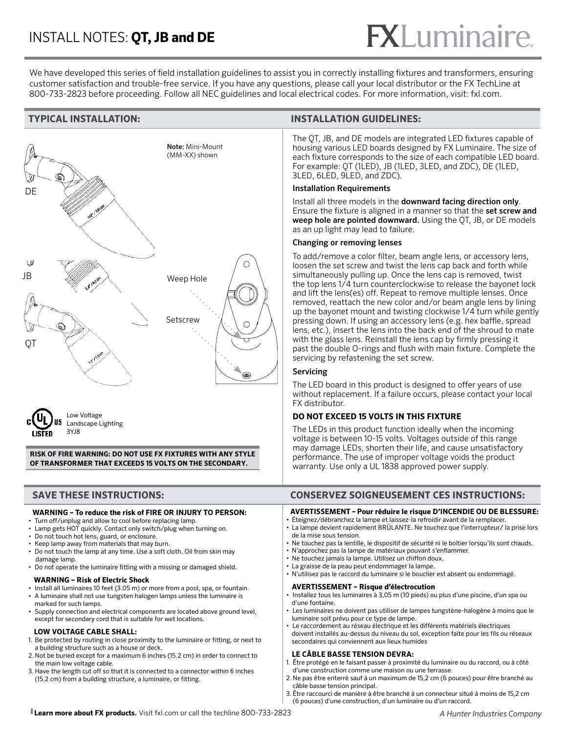# INSTALL NOTES: **QT, JB and DE**

FXLuminaire

We have developed this series of field installation guidelines to assist you in correctly installing fixtures and transformers, ensuring customer satisfaction and trouble-free service. If you have any questions, please call your local distributor or the FX TechLine at 800-733-2823 before proceeding. Follow all NEC guidelines and local electrical codes. For more information, visit: fxl.com.

## TYPICAL INSTALLATION:

**Note:** Mini-Mount (MM-XX) shown

DE

3.0" / 7.6 cm

JB

2.5" / 6.3 cm

QT

2.1" / 5.3 cm

Weep Hole

Setscrew

Low Voltage Landscape Lighting 3YJ8

**RISK OF FIRE WARNING: DO NOT USE FX FIXTURES WITH ANY STYLE OF TRANSFORMER THAT EXCEEDS 15 VOLTS ON THE SECONDARY.**

## INSTALLATION GUIDELINES:

The QT, JB, and DE models are integrated LED fixtures capable of housing various LED boards designed by FX Luminaire. The size of each fixture corresponds to the size of each compatible LED board. For example: QT (1LED), JB (1LED, 3LED, and ZDC), DE (1LED, 3LED, 6LED, 9LED, and ZDC).

### Installation Requirements

Install all three models in the **downward facing direction only**. Ensure the fixture is aligned in a manner so that the **set screw and weep hole are pointed downward.** Using the QT, JB, or DE models as an up light may lead to failure.

### Changing or removing lenses

To add/remove a color filter, beam angle lens, or accessory lens, loosen the set screw and twist the lens cap back and forth while simultaneously pulling up. Once the lens cap is removed, twist the top lens 1/4 turn counterclockwise to release the bayonet lock and lift the lens(es) off. Repeat to remove multiple lenses. Once removed, reattach the new color and/or beam angle lens by lining up the bayonet mount and twisting clockwise 1/4 turn while gently pressing down. If using an accessory lens (e.g. hex baffle, spread lens, etc.), insert the lens into the back end of the shroud to mate with the glass lens. Reinstall the lens cap by firmly pressing it past the double O-rings and flush with main fixture. Complete the servicing by refastening the set screw.

### Servicing

The LED board in this product is designed to offer years of use without replacement. If a failure occurs, please contact your local FX distributor.

### DO NOT EXCEED 15 VOLTS IN THIS FIXTURE

The LEDs in this product function ideally when the incoming voltage is between 10-15 volts. Voltages outside of this range may damage LEDs, shorten their life, and cause unsatisfactory performance. The use of improper voltage voids the product warranty. Use only a UL 1838 approved power supply.

## SAVE THESE INSTRUCTIONS:

**WARNING – To reduce the risk of FIRE OR INJURY TO PERSON:**

- Turn off/unplug and allow to cool before replacing lamp.
- Lamp gets HOT quickly. Contact only switch/plug when turning on.
- Do not touch hot lens, guard, or enclosure.
- Keep lamp away from materials that may burn.
- Do not touch the lamp at any time. Use a soft cloth. Oil from skin may damage lamp.
- Do not operate the luminaire fitting with a missing or damaged shield.

**WARNING – Risk of Electric Shock**

- Install all luminaires 10 feet (3.05 m) or more from a pool, spa, or fountain.
- A luminaire shall not use tungsten halogen lamps unless the luminaire is marked for such lamps.
- Supply connection and electrical components are located above ground level, except for secondary cord that is suitable for wet locations.

**LOW VOLTAGE CABLE SHALL:**

1. Be protected by routing in close proximity to the luminaire or fitting, or next to a building structure such as a house or deck.
2. Not be buried except for a maximum 6 inches (15.2 cm) in order to connect to the main low voltage cable.
3. Have the length cut off so that it is connected to a connector within 6 inches (15.2 cm) from a building structure, a luminaire, or fitting.

## CONSERVEZ SOIGNEUSEMENT CES INSTRUCTIONS:

**AVERTISSEMENT – Pour réduire le risque D'INCENDIE OU DE BLESSURE:**

- Éteignez/débranchez la lampe et laissez-la refroidir avant de la remplacer.
- La lampe devient rapidement BRÛLANTE. Ne touchez que l'interrupteur/ la prise lors de la mise sous tension.
- Ne touchez pas la lentille, le dispositif de sécurité ni le boîtier lorsqu'ils sont chauds.
- N'approchez pas la lampe de matériaux pouvant s'enflammer.
- Ne touchez jamais la lampe. Utilisez un chiffon doux.
- La graisse de la peau peut endommager la lampe.
- N'utilisez pas le raccord du luminaire si le bouclier est absent ou endommagé.

**AVERTISSEMENT – Risque d'électrocution**

- Installez tous les luminaires à 3,05 m (10 pieds) ou plus d'une piscine, d'un spa ou d'une fontaine.
- Les luminaires ne doivent pas utiliser de lampes tungstène-halogène à moins que le luminaire soit prévu pour ce type de lampe.
- Le raccordement au réseau électrique et les différents matériels électriques doivent installés au-dessus du niveau du sol, exception faite pour les fils ou réseaux secondaires qui conviennent aux lieux humides

**LE CÂBLE BASSE TENSION DEVRA:**

1. Être protégé en le faisant passer à proximité du luminaire ou du raccord, ou à côté d'une construction comme une maison ou une terrasse.
2. Ne pas être enterré sauf à un maximum de 15,2 cm (6 pouces) pour être branché au câble basse tension principal.
3. Être raccourci de manière à être branché à un connecteur situé à moins de 15,2 cm (6 pouces) d'une construction, d'un luminaire ou d'un raccord.

**Learn more about FX products.** Visit fxl.com or call the techline 800-733-2823

*A Hunter Industries Company*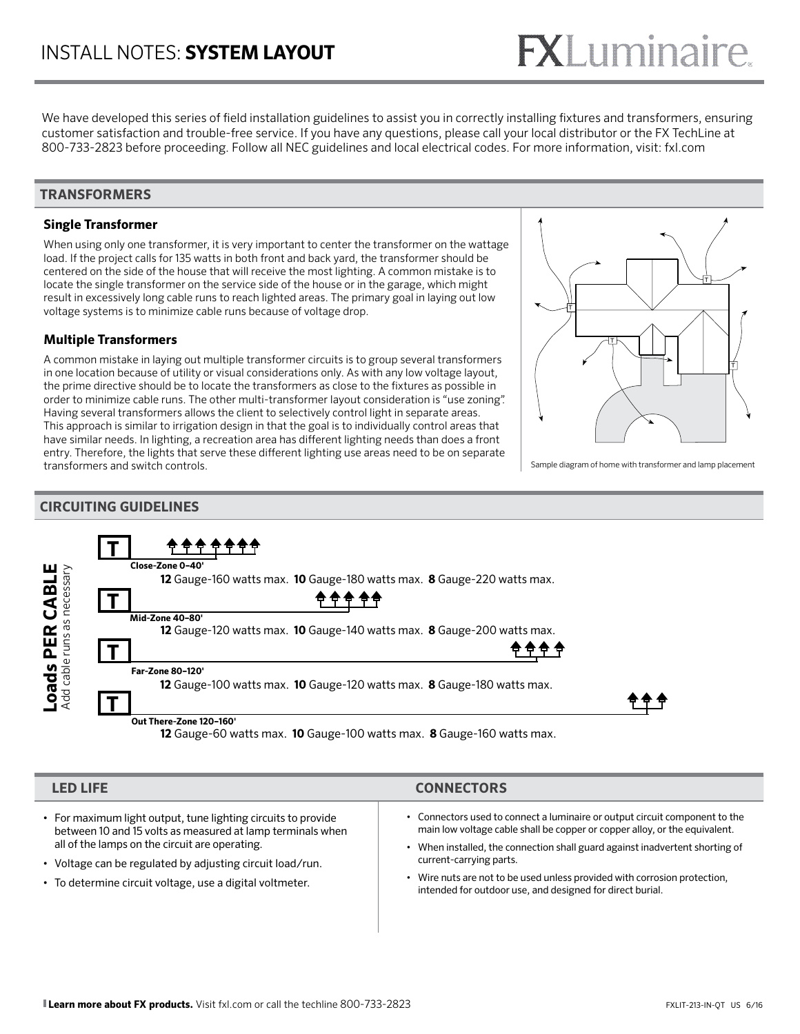# INSTALL NOTES: **SYSTEM LAYOUT**

FXLuminaire

We have developed this series of field installation guidelines to assist you in correctly installing fixtures and transformers, ensuring customer satisfaction and trouble-free service. If you have any questions, please call your local distributor or the FX TechLine at 800-733-2823 before proceeding. Follow all NEC guidelines and local electrical codes. For more information, visit: fxl.com

## TRANSFORMERS

### Single Transformer

When using only one transformer, it is very important to center the transformer on the wattage load. If the project calls for 135 watts in both front and back yard, the transformer should be centered on the side of the house that will receive the most lighting. A common mistake is to locate the single transformer on the service side of the house or in the garage, which might result in excessively long cable runs to reach lighted areas. The primary goal in laying out low voltage systems is to minimize cable runs because of voltage drop.

### Multiple Transformers

A common mistake in laying out multiple transformer circuits is to group several transformers in one location because of utility or visual considerations only. As with any low voltage layout, the prime directive should be to locate the transformers as close to the fixtures as possible in order to minimize cable runs. The other multi-transformer layout consideration is "use zoning". Having several transformers allows the client to selectively control light in separate areas. This approach is similar to irrigation design in that the goal is to individually control areas that have similar needs. In lighting, a recreation area has different lighting needs than does a front entry. Therefore, the lights that serve these different lighting use areas need to be on separate transformers and switch controls.

Sample diagram of home with transformer and lamp placement

## CIRCUITING GUIDELINES

**Loads PER CABLE**
Add cable runs as necessary

**Close-Zone 0–40'**
**12** Gauge-160 watts max. **10** Gauge-180 watts max. **8** Gauge-220 watts max.

**Mid-Zone 40–80'**
**12** Gauge-120 watts max. **10** Gauge-140 watts max. **8** Gauge-200 watts max.

**Far-Zone 80–120'**
**12** Gauge-100 watts max. **10** Gauge-120 watts max. **8** Gauge-180 watts max.

**Out There-Zone 120–160'**
**12** Gauge-60 watts max. **10** Gauge-100 watts max. **8** Gauge-160 watts max.

## LED LIFE

- For maximum light output, tune lighting circuits to provide between 10 and 15 volts as measured at lamp terminals when all of the lamps on the circuit are operating.
- Voltage can be regulated by adjusting circuit load/run.
- To determine circuit voltage, use a digital voltmeter.

## CONNECTORS

- Connectors used to connect a luminaire or output circuit component to the main low voltage cable shall be copper or copper alloy, or the equivalent.
- When installed, the connection shall guard against inadvertent shorting of current-carrying parts.
- Wire nuts are not to be used unless provided with corrosion protection, intended for outdoor use, and designed for direct burial.

**Learn more about FX products.** Visit fxl.com or call the techline 800-733-2823

FXLIT-213-IN-QT US 6/16